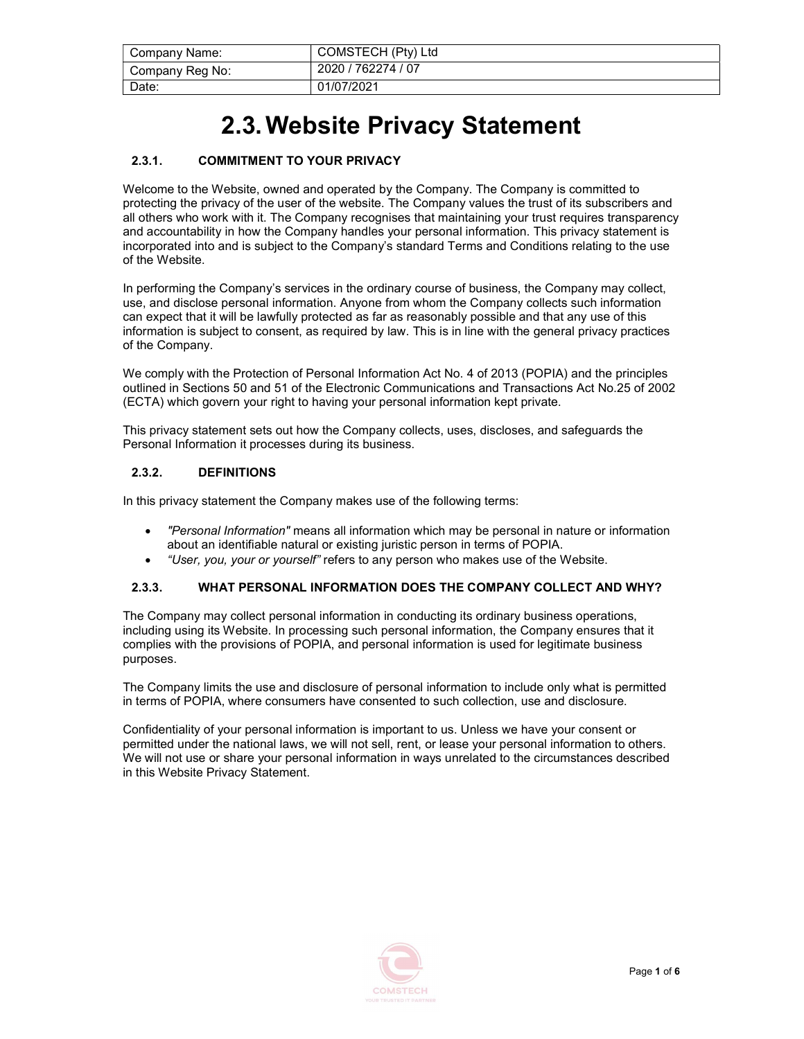| Company Name: | COMSTECH (Pty) Ltd |
|---|---|
| Company Reg No: | 2020 / 762274 / 07 |
| Date: | 01/07/2021 |

# 2.3. Website Privacy Statement

### 2.3.1. COMMITMENT TO YOUR PRIVACY

Welcome to the Website, owned and operated by the Company. The Company is committed to protecting the privacy of the user of the website. The Company values the trust of its subscribers and all others who work with it. The Company recognises that maintaining your trust requires transparency and accountability in how the Company handles your personal information. This privacy statement is incorporated into and is subject to the Company's standard Terms and Conditions relating to the use of the Website.

In performing the Company's services in the ordinary course of business, the Company may collect, use, and disclose personal information. Anyone from whom the Company collects such information can expect that it will be lawfully protected as far as reasonably possible and that any use of this information is subject to consent, as required by law. This is in line with the general privacy practices of the Company.

We comply with the Protection of Personal Information Act No. 4 of 2013 (POPIA) and the principles outlined in Sections 50 and 51 of the Electronic Communications and Transactions Act No.25 of 2002 (ECTA) which govern your right to having your personal information kept private.

This privacy statement sets out how the Company collects, uses, discloses, and safeguards the Personal Information it processes during its business.

### 2.3.2. DEFINITIONS

In this privacy statement the Company makes use of the following terms:

- *"Personal Information"* means all information which may be personal in nature or information about an identifiable natural or existing juristic person in terms of POPIA.
- *"User, you, your or yourself"* refers to any person who makes use of the Website.

### 2.3.3. WHAT PERSONAL INFORMATION DOES THE COMPANY COLLECT AND WHY?

The Company may collect personal information in conducting its ordinary business operations, including using its Website. In processing such personal information, the Company ensures that it complies with the provisions of POPIA, and personal information is used for legitimate business purposes.

The Company limits the use and disclosure of personal information to include only what is permitted in terms of POPIA, where consumers have consented to such collection, use and disclosure.

Confidentiality of your personal information is important to us. Unless we have your consent or permitted under the national laws, we will not sell, rent, or lease your personal information to others. We will not use or share your personal information in ways unrelated to the circumstances described in this Website Privacy Statement.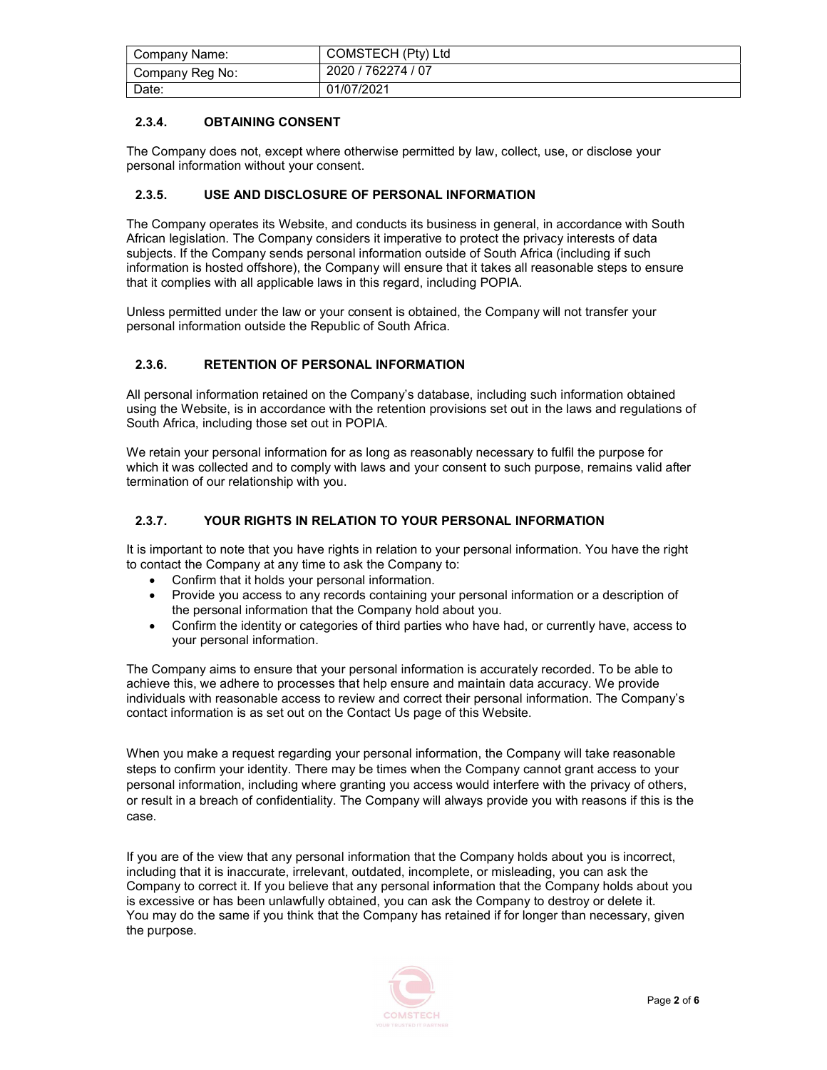| Company Name: | COMSTECH (Pty) Ltd |
| --- | --- |
| Company Reg No: | 2020 / 762274 / 07 |
| Date: | 01/07/2021 |

### 2.3.4. OBTAINING CONSENT

The Company does not, except where otherwise permitted by law, collect, use, or disclose your personal information without your consent.

### 2.3.5. USE AND DISCLOSURE OF PERSONAL INFORMATION

The Company operates its Website, and conducts its business in general, in accordance with South African legislation. The Company considers it imperative to protect the privacy interests of data subjects. If the Company sends personal information outside of South Africa (including if such information is hosted offshore), the Company will ensure that it takes all reasonable steps to ensure that it complies with all applicable laws in this regard, including POPIA.

Unless permitted under the law or your consent is obtained, the Company will not transfer your personal information outside the Republic of South Africa.

### 2.3.6. RETENTION OF PERSONAL INFORMATION

All personal information retained on the Company's database, including such information obtained using the Website, is in accordance with the retention provisions set out in the laws and regulations of South Africa, including those set out in POPIA.

We retain your personal information for as long as reasonably necessary to fulfil the purpose for which it was collected and to comply with laws and your consent to such purpose, remains valid after termination of our relationship with you.

### 2.3.7. YOUR RIGHTS IN RELATION TO YOUR PERSONAL INFORMATION

It is important to note that you have rights in relation to your personal information. You have the right to contact the Company at any time to ask the Company to:

- Confirm that it holds your personal information.
- Provide you access to any records containing your personal information or a description of the personal information that the Company hold about you.
- Confirm the identity or categories of third parties who have had, or currently have, access to your personal information.

The Company aims to ensure that your personal information is accurately recorded. To be able to achieve this, we adhere to processes that help ensure and maintain data accuracy. We provide individuals with reasonable access to review and correct their personal information. The Company's contact information is as set out on the Contact Us page of this Website.

When you make a request regarding your personal information, the Company will take reasonable steps to confirm your identity. There may be times when the Company cannot grant access to your personal information, including where granting you access would interfere with the privacy of others, or result in a breach of confidentiality. The Company will always provide you with reasons if this is the case.

If you are of the view that any personal information that the Company holds about you is incorrect, including that it is inaccurate, irrelevant, outdated, incomplete, or misleading, you can ask the Company to correct it. If you believe that any personal information that the Company holds about you is excessive or has been unlawfully obtained, you can ask the Company to destroy or delete it. You may do the same if you think that the Company has retained if for longer than necessary, given the purpose.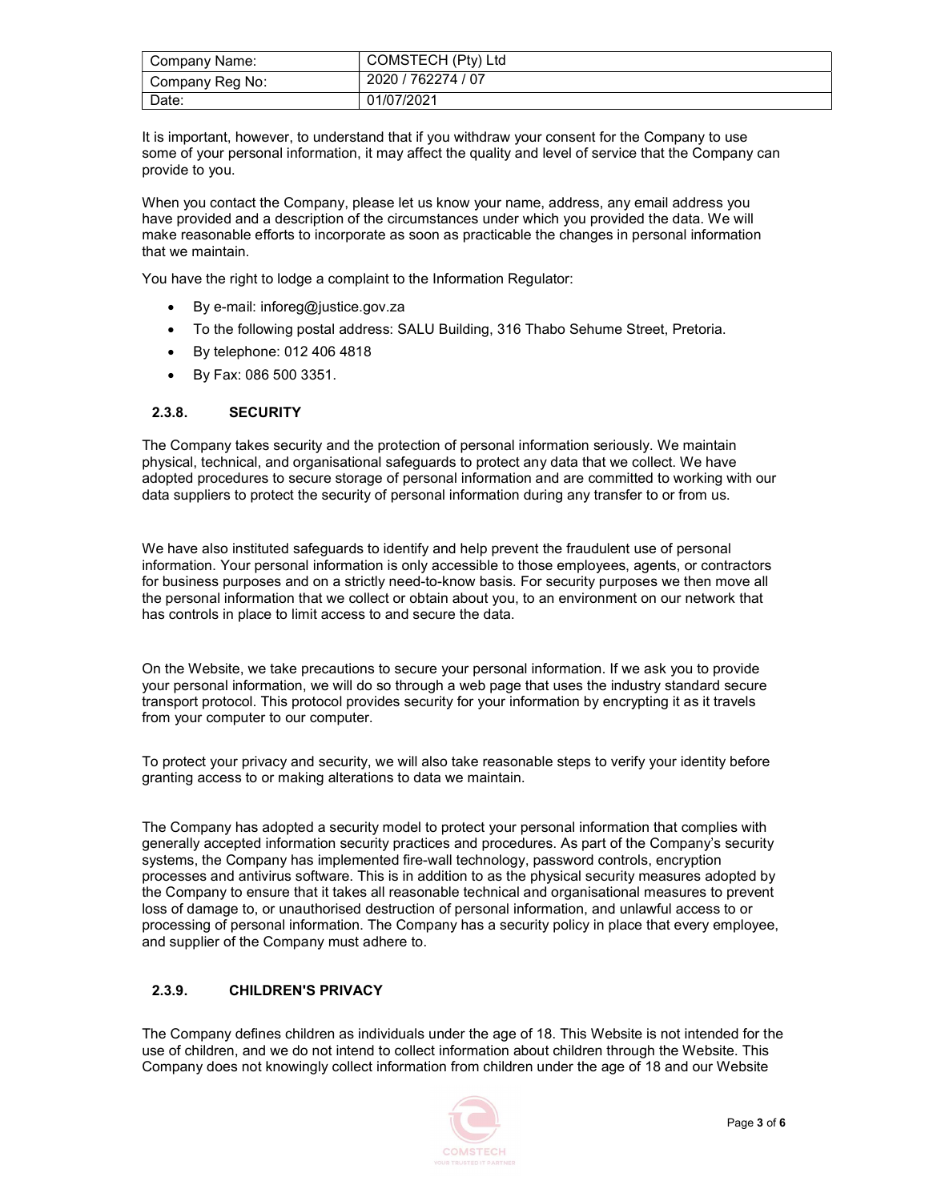| Company Name: | COMSTECH (Pty) Ltd |
| --- | --- |
| Company Reg No: | 2020 / 762274 / 07 |
| Date: | 01/07/2021 |

It is important, however, to understand that if you withdraw your consent for the Company to use some of your personal information, it may affect the quality and level of service that the Company can provide to you.

When you contact the Company, please let us know your name, address, any email address you have provided and a description of the circumstances under which you provided the data. We will make reasonable efforts to incorporate as soon as practicable the changes in personal information that we maintain.

You have the right to lodge a complaint to the Information Regulator:

- By e-mail: inforeg@justice.gov.za
- To the following postal address: SALU Building, 316 Thabo Sehume Street, Pretoria.
- By telephone: 012 406 4818
- By Fax: 086 500 3351.

### 2.3.8. SECURITY

The Company takes security and the protection of personal information seriously. We maintain physical, technical, and organisational safeguards to protect any data that we collect. We have adopted procedures to secure storage of personal information and are committed to working with our data suppliers to protect the security of personal information during any transfer to or from us.

We have also instituted safeguards to identify and help prevent the fraudulent use of personal information. Your personal information is only accessible to those employees, agents, or contractors for business purposes and on a strictly need-to-know basis. For security purposes we then move all the personal information that we collect or obtain about you, to an environment on our network that has controls in place to limit access to and secure the data.

On the Website, we take precautions to secure your personal information. If we ask you to provide your personal information, we will do so through a web page that uses the industry standard secure transport protocol. This protocol provides security for your information by encrypting it as it travels from your computer to our computer.

To protect your privacy and security, we will also take reasonable steps to verify your identity before granting access to or making alterations to data we maintain.

The Company has adopted a security model to protect your personal information that complies with generally accepted information security practices and procedures. As part of the Company's security systems, the Company has implemented fire-wall technology, password controls, encryption processes and antivirus software. This is in addition to as the physical security measures adopted by the Company to ensure that it takes all reasonable technical and organisational measures to prevent loss of damage to, or unauthorised destruction of personal information, and unlawful access to or processing of personal information. The Company has a security policy in place that every employee, and supplier of the Company must adhere to.

### 2.3.9. CHILDREN'S PRIVACY

The Company defines children as individuals under the age of 18. This Website is not intended for the use of children, and we do not intend to collect information about children through the Website. This Company does not knowingly collect information from children under the age of 18 and our Website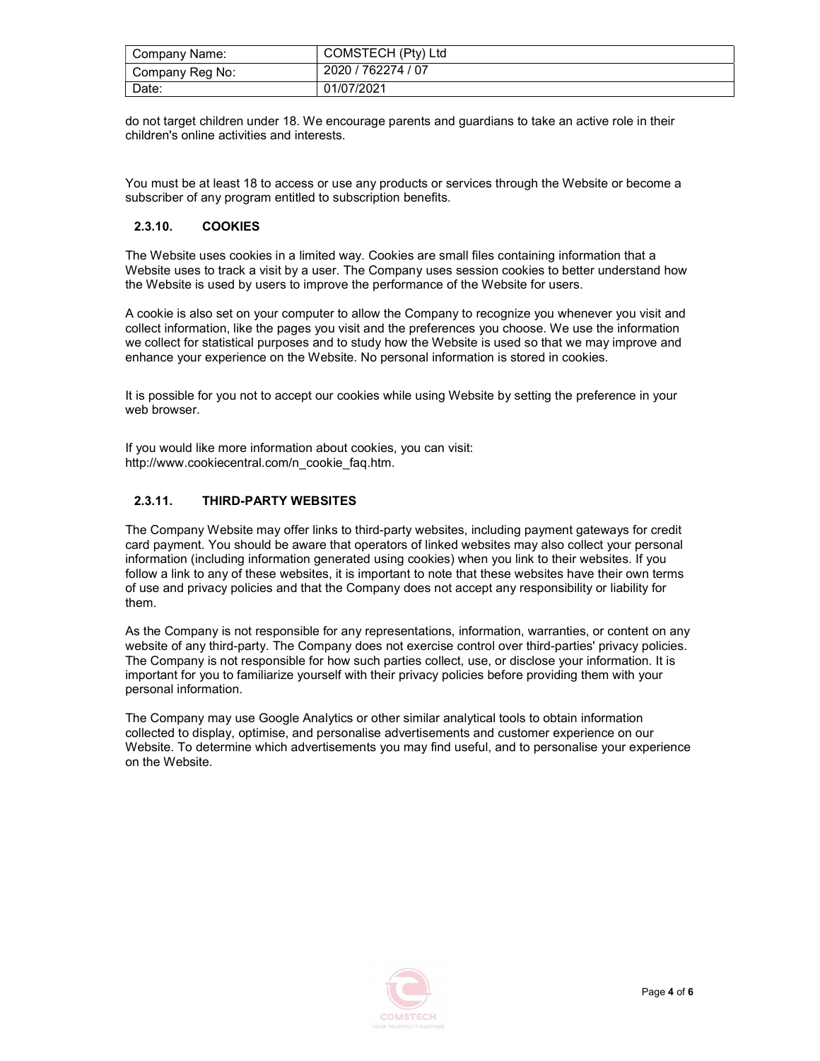do not target children under 18. We encourage parents and guardians to take an active role in their children's online activities and interests.

You must be at least 18 to access or use any products or services through the Website or become a subscriber of any program entitled to subscription benefits.

### 2.3.10. COOKIES

The Website uses cookies in a limited way. Cookies are small files containing information that a Website uses to track a visit by a user. The Company uses session cookies to better understand how the Website is used by users to improve the performance of the Website for users.

A cookie is also set on your computer to allow the Company to recognize you whenever you visit and collect information, like the pages you visit and the preferences you choose. We use the information we collect for statistical purposes and to study how the Website is used so that we may improve and enhance your experience on the Website. No personal information is stored in cookies.

It is possible for you not to accept our cookies while using Website by setting the preference in your web browser.

If you would like more information about cookies, you can visit: http://www.cookiecentral.com/n_cookie_faq.htm.

### 2.3.11. THIRD-PARTY WEBSITES

The Company Website may offer links to third-party websites, including payment gateways for credit card payment. You should be aware that operators of linked websites may also collect your personal information (including information generated using cookies) when you link to their websites. If you follow a link to any of these websites, it is important to note that these websites have their own terms of use and privacy policies and that the Company does not accept any responsibility or liability for them.

As the Company is not responsible for any representations, information, warranties, or content on any website of any third-party. The Company does not exercise control over third-parties' privacy policies. The Company is not responsible for how such parties collect, use, or disclose your information. It is important for you to familiarize yourself with their privacy policies before providing them with your personal information.

The Company may use Google Analytics or other similar analytical tools to obtain information collected to display, optimise, and personalise advertisements and customer experience on our Website. To determine which advertisements you may find useful, and to personalise your experience on the Website.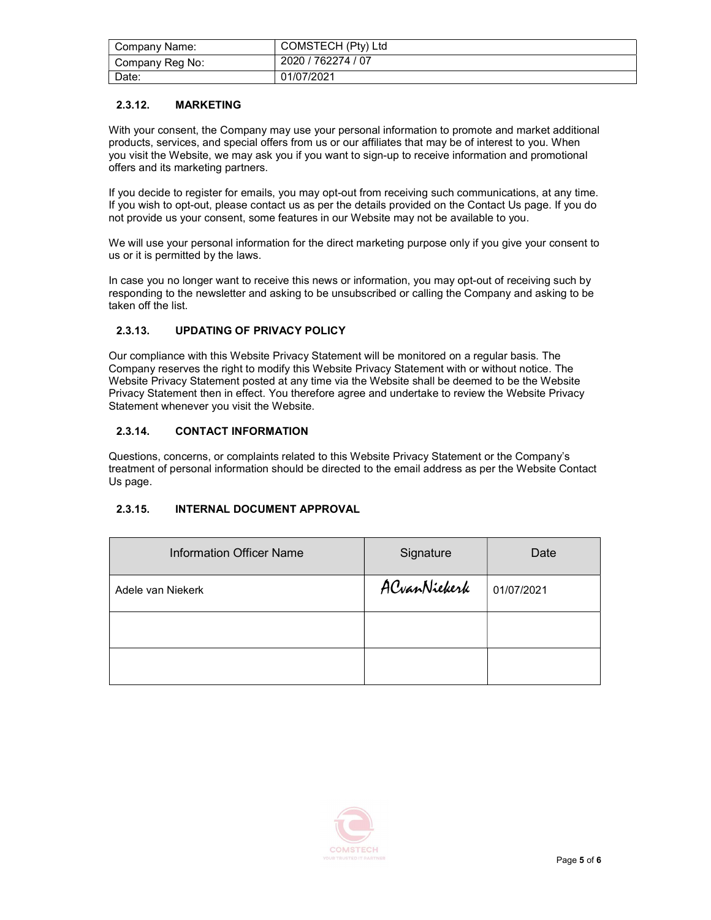| Company Name: | COMSTECH (Pty) Ltd |
|---|---|
| Company Reg No: | 2020 / 762274 / 07 |
| Date: | 01/07/2021 |

### 2.3.12. MARKETING

With your consent, the Company may use your personal information to promote and market additional products, services, and special offers from us or our affiliates that may be of interest to you. When you visit the Website, we may ask you if you want to sign-up to receive information and promotional offers and its marketing partners.

If you decide to register for emails, you may opt-out from receiving such communications, at any time. If you wish to opt-out, please contact us as per the details provided on the Contact Us page. If you do not provide us your consent, some features in our Website may not be available to you.

We will use your personal information for the direct marketing purpose only if you give your consent to us or it is permitted by the laws.

In case you no longer want to receive this news or information, you may opt-out of receiving such by responding to the newsletter and asking to be unsubscribed or calling the Company and asking to be taken off the list.

### 2.3.13. UPDATING OF PRIVACY POLICY

Our compliance with this Website Privacy Statement will be monitored on a regular basis. The Company reserves the right to modify this Website Privacy Statement with or without notice. The Website Privacy Statement posted at any time via the Website shall be deemed to be the Website Privacy Statement then in effect. You therefore agree and undertake to review the Website Privacy Statement whenever you visit the Website.

### 2.3.14. CONTACT INFORMATION

Questions, concerns, or complaints related to this Website Privacy Statement or the Company's treatment of personal information should be directed to the email address as per the Website Contact Us page.

### 2.3.15. INTERNAL DOCUMENT APPROVAL

| Information Officer Name | Signature | Date |
|---|---|---|
| Adele van Niekerk | ACvanNiekerk | 01/07/2021 |
| | | |
| | | |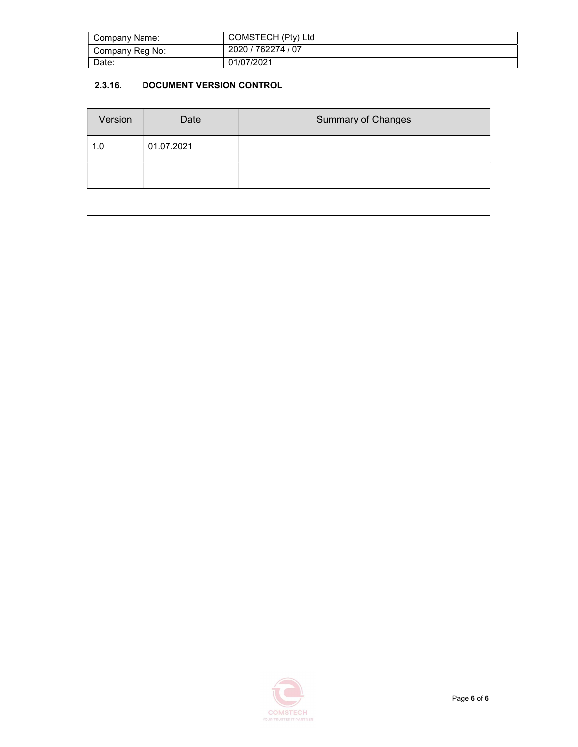| | |
|---|---|
| Company Name: | COMSTECH (Pty) Ltd |
| Company Reg No: | 2020 / 762274 / 07 |
| Date: | 01/07/2021 |

### 2.3.16. DOCUMENT VERSION CONTROL

| Version | Date | Summary of Changes |
|---|---|---|
| 1.0 | 01.07.2021 | |
| | | |
| | | |